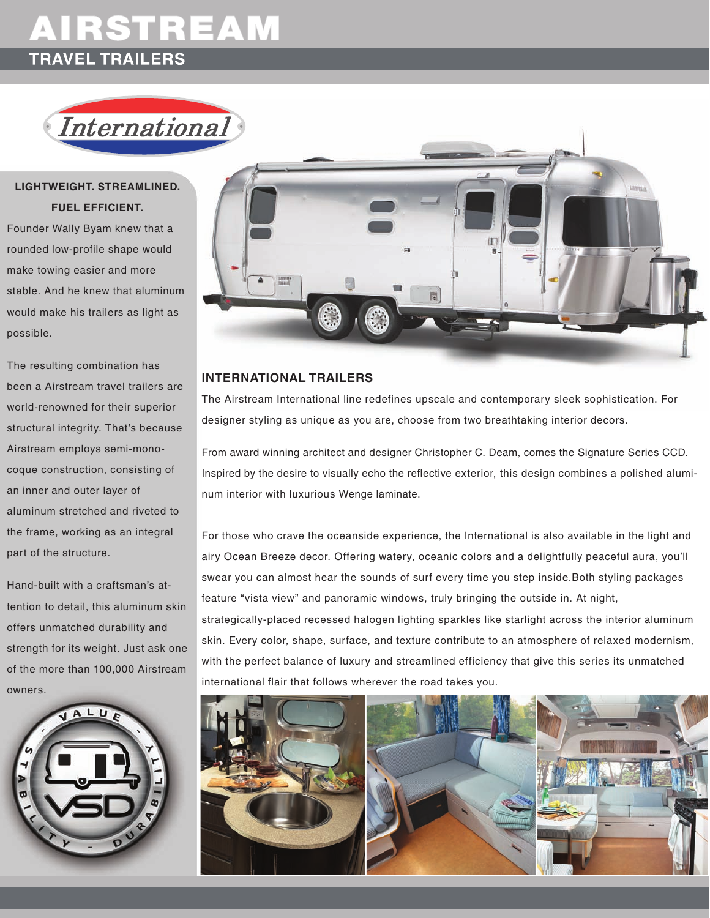# AIRSTREAM

## TRAVEL TRAILERS

*International*

**LIGHTWEIGHT. STREAMLINED. FUEL EFFICIENT.**

Founder Wally Byam knew that a rounded low-profile shape would make towing easier and more stable. And he knew that aluminum would make his trailers as light as possible.

The resulting combination has been a Airstream travel trailers are world-renowned for their superior structural integrity. That's because Airstream employs semi-monocoque construction, consisting of an inner and outer layer of aluminum stretched and riveted to the frame, working as an integral part of the structure.

Hand-built with a craftsman's attention to detail, this aluminum skin offers unmatched durability and strength for its weight. Just ask one of the more than 100,000 Airstream owners.

VALUE - STABILITY - DURABILITY

VSD

### INTERNATIONAL TRAILERS

The Airstream International line redefines upscale and contemporary sleek sophistication. For designer styling as unique as you are, choose from two breathtaking interior decors.

From award winning architect and designer Christopher C. Deam, comes the Signature Series CCD. Inspired by the desire to visually echo the reflective exterior, this design combines a polished aluminum interior with luxurious Wenge laminate.

For those who crave the oceanside experience, the International is also available in the light and airy Ocean Breeze decor. Offering watery, oceanic colors and a delightfully peaceful aura, you'll swear you can almost hear the sounds of surf every time you step inside.Both styling packages feature "vista view" and panoramic windows, truly bringing the outside in. At night, strategically-placed recessed halogen lighting sparkles like starlight across the interior aluminum skin. Every color, shape, surface, and texture contribute to an atmosphere of relaxed modernism, with the perfect balance of luxury and streamlined efficiency that give this series its unmatched international flair that follows wherever the road takes you.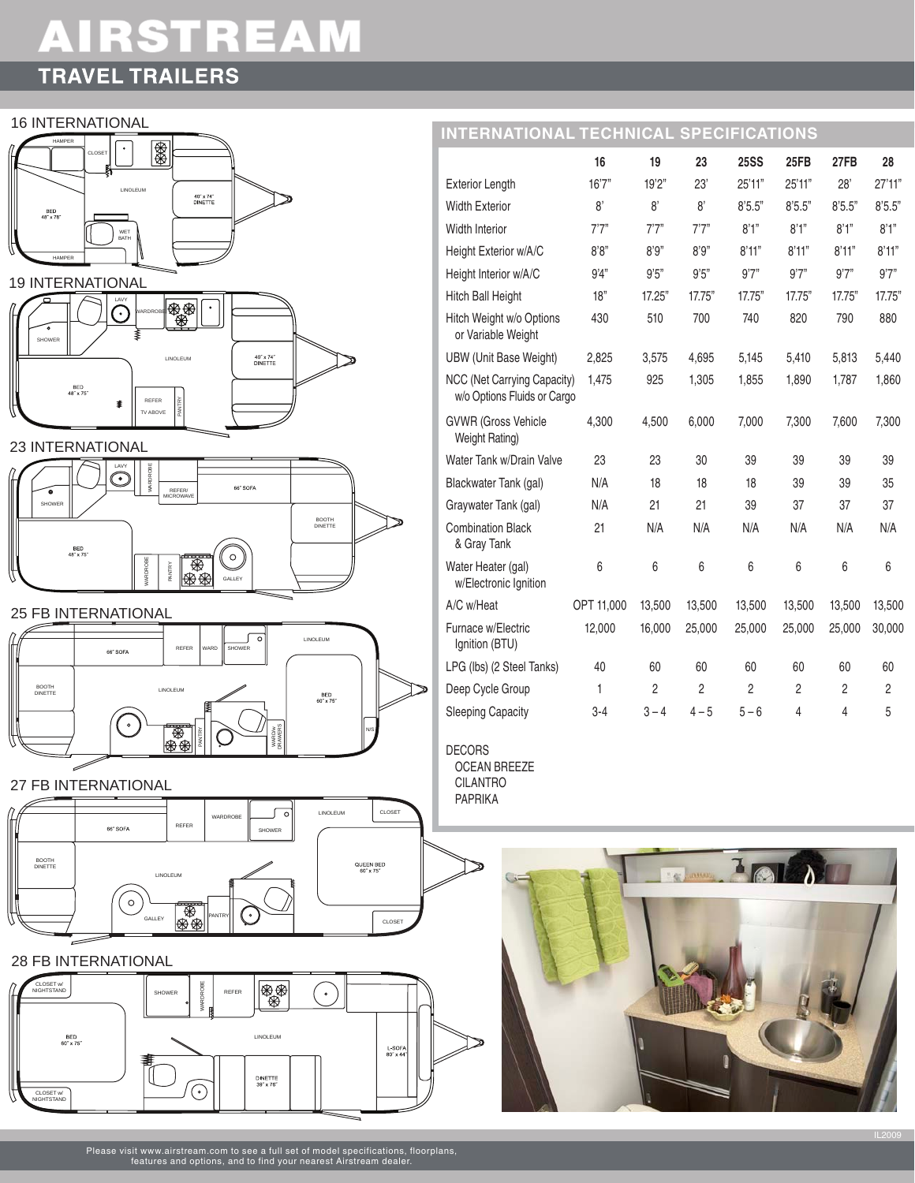# AIRSTREAM

## TRAVEL TRAILERS

16 INTERNATIONAL

19 INTERNATIONAL

23 INTERNATIONAL

25 FB INTERNATIONAL

27 FB INTERNATIONAL

28 FB INTERNATIONAL

## INTERNATIONAL TECHNICAL SPECIFICATIONS

| | 16 | 19 | 23 | 25SS | 25FB | 27FB | 28 |
|---|---|---|---|---|---|---|---|
| Exterior Length | 16'7" | 19'2" | 23' | 25'11" | 25'11" | 28' | 27'11" |
| Width Exterior | 8' | 8' | 8' | 8'5.5" | 8'5.5" | 8'5.5" | 8'5.5" |
| Width Interior | 7'7" | 7'7" | 7'7" | 8'1" | 8'1" | 8'1" | 8'1" |
| Height Exterior w/A/C | 8'8" | 8'9" | 8'9" | 8'11" | 8'11" | 8'11" | 8'11" |
| Height Interior w/A/C | 9'4" | 9'5" | 9'5" | 9'7" | 9'7" | 9'7" | 9'7" |
| Hitch Ball Height | 18" | 17.25" | 17.75" | 17.75" | 17.75" | 17.75" | 17.75" |
| Hitch Weight w/o Options or Variable Weight | 430 | 510 | 700 | 740 | 820 | 790 | 880 |
| UBW (Unit Base Weight) | 2,825 | 3,575 | 4,695 | 5,145 | 5,410 | 5,813 | 5,440 |
| NCC (Net Carrying Capacity) w/o Options Fluids or Cargo | 1,475 | 925 | 1,305 | 1,855 | 1,890 | 1,787 | 1,860 |
| GVWR (Gross Vehicle Weight Rating) | 4,300 | 4,500 | 6,000 | 7,000 | 7,300 | 7,600 | 7,300 |
| Water Tank w/Drain Valve | 23 | 23 | 30 | 39 | 39 | 39 | 39 |
| Blackwater Tank (gal) | N/A | 18 | 18 | 18 | 39 | 39 | 35 |
| Graywater Tank (gal) | N/A | 21 | 21 | 39 | 37 | 37 | 37 |
| Combination Black & Gray Tank | 21 | N/A | N/A | N/A | N/A | N/A | N/A |
| Water Heater (gal) w/Electronic Ignition | 6 | 6 | 6 | 6 | 6 | 6 | 6 |
| A/C w/Heat | OPT 11,000 | 13,500 | 13,500 | 13,500 | 13,500 | 13,500 | 13,500 |
| Furnace w/Electric Ignition (BTU) | 12,000 | 16,000 | 25,000 | 25,000 | 25,000 | 25,000 | 30,000 |
| LPG (lbs) (2 Steel Tanks) | 40 | 60 | 60 | 60 | 60 | 60 | 60 |
| Deep Cycle Group | 1 | 2 | 2 | 2 | 2 | 2 | 2 |
| Sleeping Capacity | 3-4 | 3 – 4 | 4 – 5 | 5 – 6 | 4 | 4 | 5 |

DECORS
- OCEAN BREEZE
- CILANTRO
- PAPRIKA

IL2009

Please visit www.airstream.com to see a full set of model specifications, floorplans, features and options, and to find your nearest Airstream dealer.